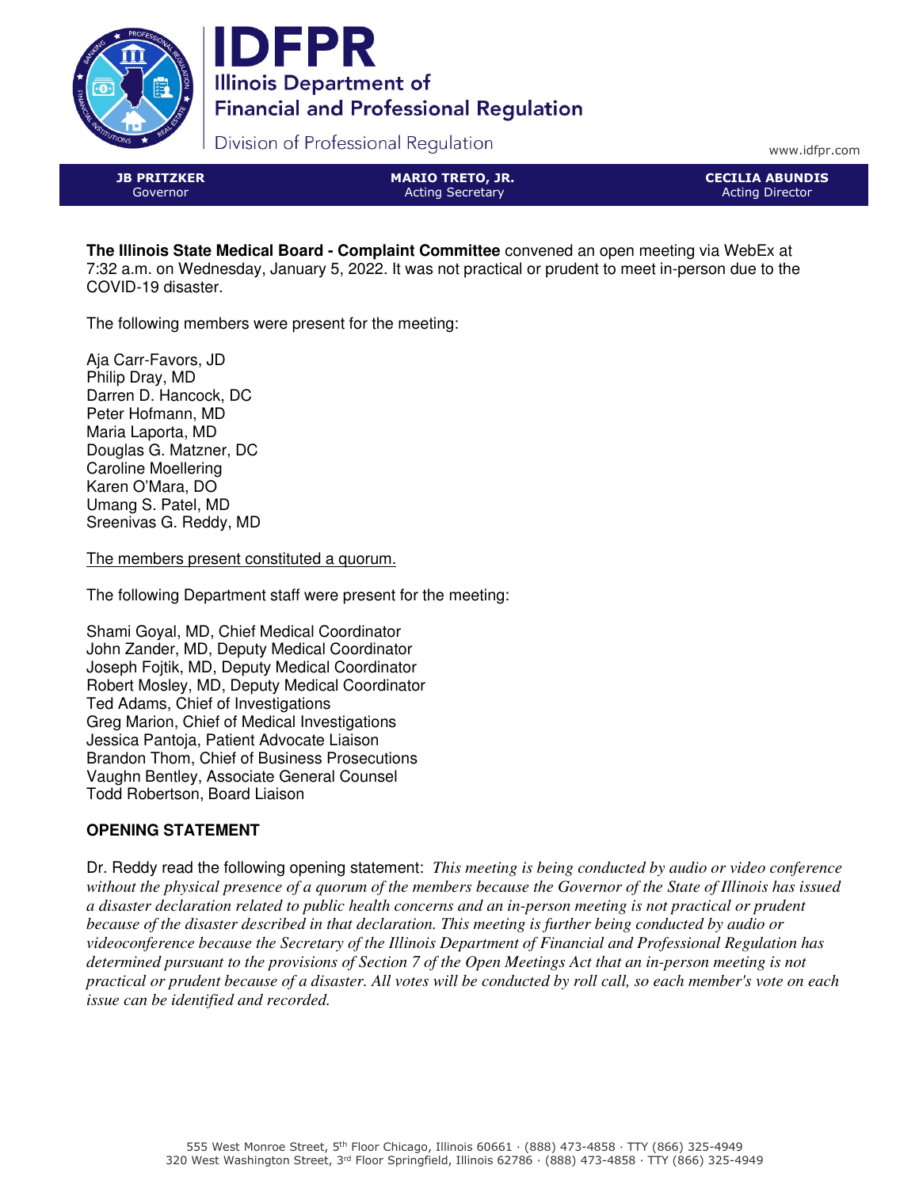# IDFPR

**Illinois Department of Financial and Professional Regulation**

Division of Professional Regulation

www.idfpr.com

| **JB PRITZKER** Governor | **MARIO TRETO, JR.** Acting Secretary | **CECILIA ABUNDIS** Acting Director |
|---|---|---|

**The Illinois State Medical Board - Complaint Committee** convened an open meeting via WebEx at 7:32 a.m. on Wednesday, January 5, 2022. It was not practical or prudent to meet in-person due to the COVID-19 disaster.

The following members were present for the meeting:

Aja Carr-Favors, JD
Philip Dray, MD
Darren D. Hancock, DC
Peter Hofmann, MD
Maria Laporta, MD
Douglas G. Matzner, DC
Caroline Moellering
Karen O'Mara, DO
Umang S. Patel, MD
Sreenivas G. Reddy, MD

<u>The members present constituted a quorum.</u>

The following Department staff were present for the meeting:

Shami Goyal, MD, Chief Medical Coordinator
John Zander, MD, Deputy Medical Coordinator
Joseph Fojtik, MD, Deputy Medical Coordinator
Robert Mosley, MD, Deputy Medical Coordinator
Ted Adams, Chief of Investigations
Greg Marion, Chief of Medical Investigations
Jessica Pantoja, Patient Advocate Liaison
Brandon Thom, Chief of Business Prosecutions
Vaughn Bentley, Associate General Counsel
Todd Robertson, Board Liaison

## OPENING STATEMENT

Dr. Reddy read the following opening statement: *This meeting is being conducted by audio or video conference without the physical presence of a quorum of the members because the Governor of the State of Illinois has issued a disaster declaration related to public health concerns and an in-person meeting is not practical or prudent because of the disaster described in that declaration. This meeting is further being conducted by audio or videoconference because the Secretary of the Illinois Department of Financial and Professional Regulation has determined pursuant to the provisions of Section 7 of the Open Meetings Act that an in-person meeting is not practical or prudent because of a disaster. All votes will be conducted by roll call, so each member's vote on each issue can be identified and recorded.*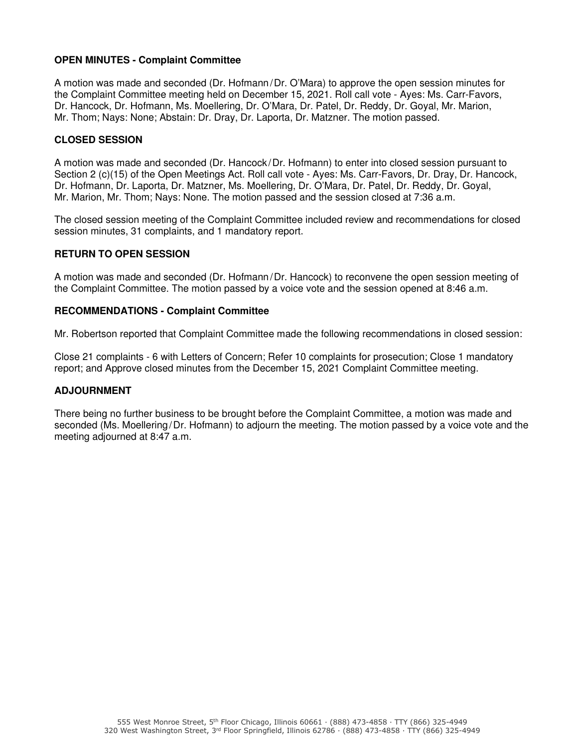### OPEN MINUTES - Complaint Committee

A motion was made and seconded (Dr. Hofmann / Dr. O'Mara) to approve the open session minutes for the Complaint Committee meeting held on December 15, 2021. Roll call vote - Ayes: Ms. Carr-Favors, Dr. Hancock, Dr. Hofmann, Ms. Moellering, Dr. O'Mara, Dr. Patel, Dr. Reddy, Dr. Goyal, Mr. Marion, Mr. Thom; Nays: None; Abstain: Dr. Dray, Dr. Laporta, Dr. Matzner. The motion passed.

### CLOSED SESSION

A motion was made and seconded (Dr. Hancock / Dr. Hofmann) to enter into closed session pursuant to Section 2 (c)(15) of the Open Meetings Act. Roll call vote - Ayes: Ms. Carr-Favors, Dr. Dray, Dr. Hancock, Dr. Hofmann, Dr. Laporta, Dr. Matzner, Ms. Moellering, Dr. O'Mara, Dr. Patel, Dr. Reddy, Dr. Goyal, Mr. Marion, Mr. Thom; Nays: None. The motion passed and the session closed at 7:36 a.m.

The closed session meeting of the Complaint Committee included review and recommendations for closed session minutes, 31 complaints, and 1 mandatory report.

### RETURN TO OPEN SESSION

A motion was made and seconded (Dr. Hofmann / Dr. Hancock) to reconvene the open session meeting of the Complaint Committee. The motion passed by a voice vote and the session opened at 8:46 a.m.

### RECOMMENDATIONS - Complaint Committee

Mr. Robertson reported that Complaint Committee made the following recommendations in closed session:

Close 21 complaints - 6 with Letters of Concern; Refer 10 complaints for prosecution; Close 1 mandatory report; and Approve closed minutes from the December 15, 2021 Complaint Committee meeting.

### ADJOURNMENT

There being no further business to be brought before the Complaint Committee, a motion was made and seconded (Ms. Moellering / Dr. Hofmann) to adjourn the meeting. The motion passed by a voice vote and the meeting adjourned at 8:47 a.m.